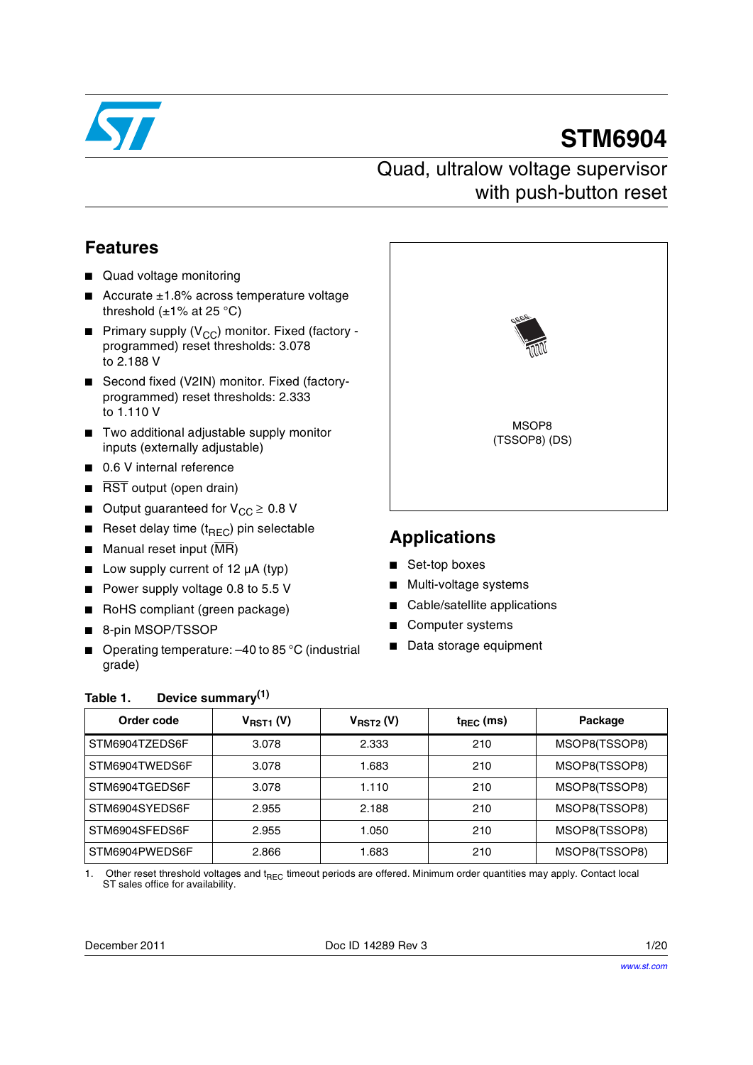# STM6904

## Quad, ultralow voltage supervisor with push-button reset

## Features

- Quad voltage monitoring
- Accurate ±1.8% across temperature voltage threshold (±1% at 25 °C)
- Primary supply ($V_{CC}$) monitor. Fixed (factory - programmed) reset thresholds: 3.078 to 2.188 V
- Second fixed (V2IN) monitor. Fixed (factory-programmed) reset thresholds: 2.333 to 1.110 V
- Two additional adjustable supply monitor inputs (externally adjustable)
- 0.6 V internal reference
- $\overline{\text{RST}}$ output (open drain)
- Output guaranteed for $V_{CC} \geq 0.8$ V
- Reset delay time ($t_{REC}$) pin selectable
- Manual reset input ($\overline{\text{MR}}$)
- Low supply current of 12 µA (typ)
- Power supply voltage 0.8 to 5.5 V
- RoHS compliant (green package)
- 8-pin MSOP/TSSOP
- Operating temperature: –40 to 85 °C (industrial grade)

MSOP8 (TSSOP8) (DS)

## Applications

- Set-top boxes
- Multi-voltage systems
- Cable/satellite applications
- Computer systems
- Data storage equipment

**Table 1. Device summary[(1)]**

| Order code | $V_{RST1}$ (V) | $V_{RST2}$ (V) | $t_{REC}$ (ms) | Package |
|---|---|---|---|---|
| STM6904TZEDS6F | 3.078 | 2.333 | 210 | MSOP8(TSSOP8) |
| STM6904TWEDS6F | 3.078 | 1.683 | 210 | MSOP8(TSSOP8) |
| STM6904TGEDS6F | 3.078 | 1.110 | 210 | MSOP8(TSSOP8) |
| STM6904SYEDS6F | 2.955 | 2.188 | 210 | MSOP8(TSSOP8) |
| STM6904SFEDS6F | 2.955 | 1.050 | 210 | MSOP8(TSSOP8) |
| STM6904PWEDS6F | 2.866 | 1.683 | 210 | MSOP8(TSSOP8) |

1. Other reset threshold voltages and $t_{REC}$ timeout periods are offered. Minimum order quantities may apply. Contact local ST sales office for availability.

December 2011 Doc ID 14289 Rev 3

www.st.com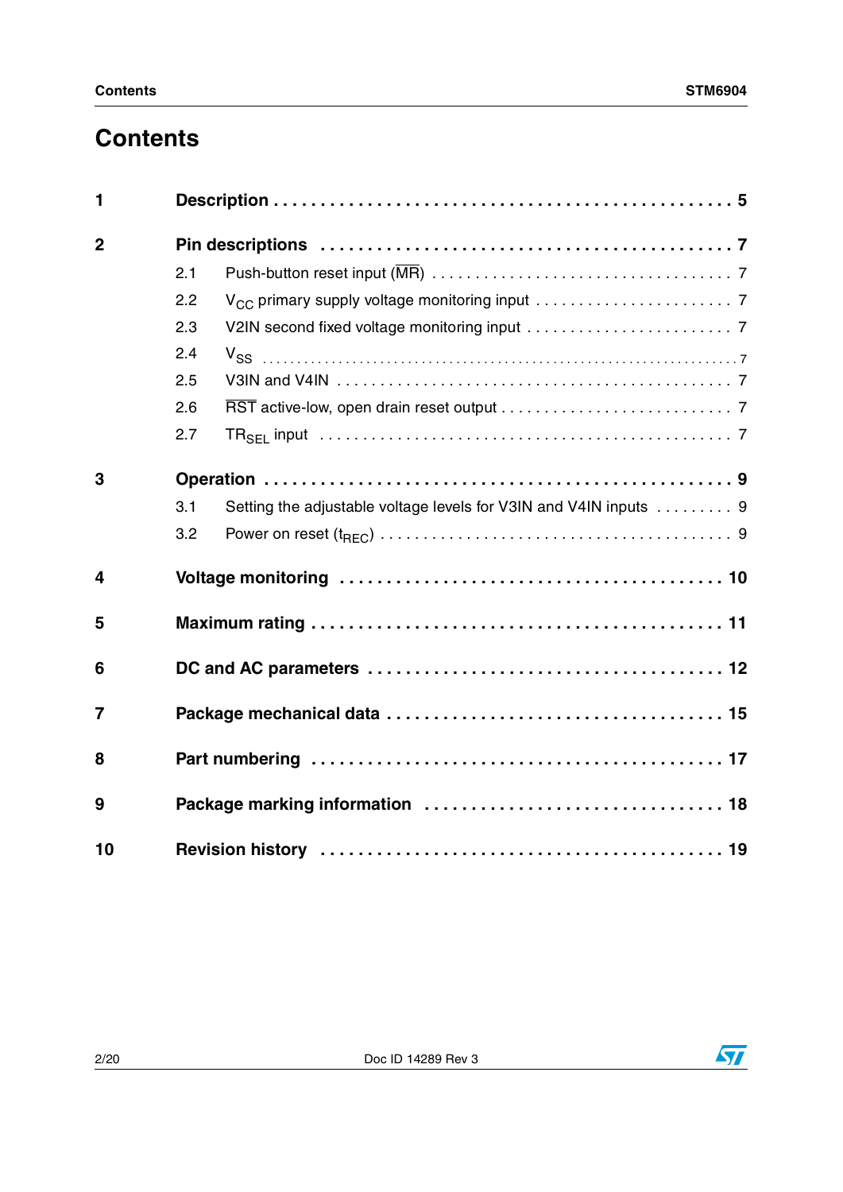# Contents

1 Description . . . . . 5

2 Pin descriptions . . . . . 7

- 2.1 Push-button reset input ($\overline{MR}$) . . . . . 7
- 2.2 $V_{CC}$ primary supply voltage monitoring input . . . . . 7
- 2.3 V2IN second fixed voltage monitoring input . . . . . 7
- 2.4 $V_{SS}$ . . . . . 7
- 2.5 V3IN and V4IN . . . . . 7
- 2.6 $\overline{RST}$ active-low, open drain reset output . . . . . 7
- 2.7 $TR_{SEL}$ input . . . . . 7

3 Operation . . . . . 9

- 3.1 Setting the adjustable voltage levels for V3IN and V4IN inputs . . . . . 9
- 3.2 Power on reset ($t_{REC}$) . . . . . 9

4 Voltage monitoring . . . . . 10

5 Maximum rating . . . . . 11

6 DC and AC parameters . . . . . 12

7 Package mechanical data . . . . . 15

8 Part numbering . . . . . 17

9 Package marking information . . . . . 18

10 Revision history . . . . . 19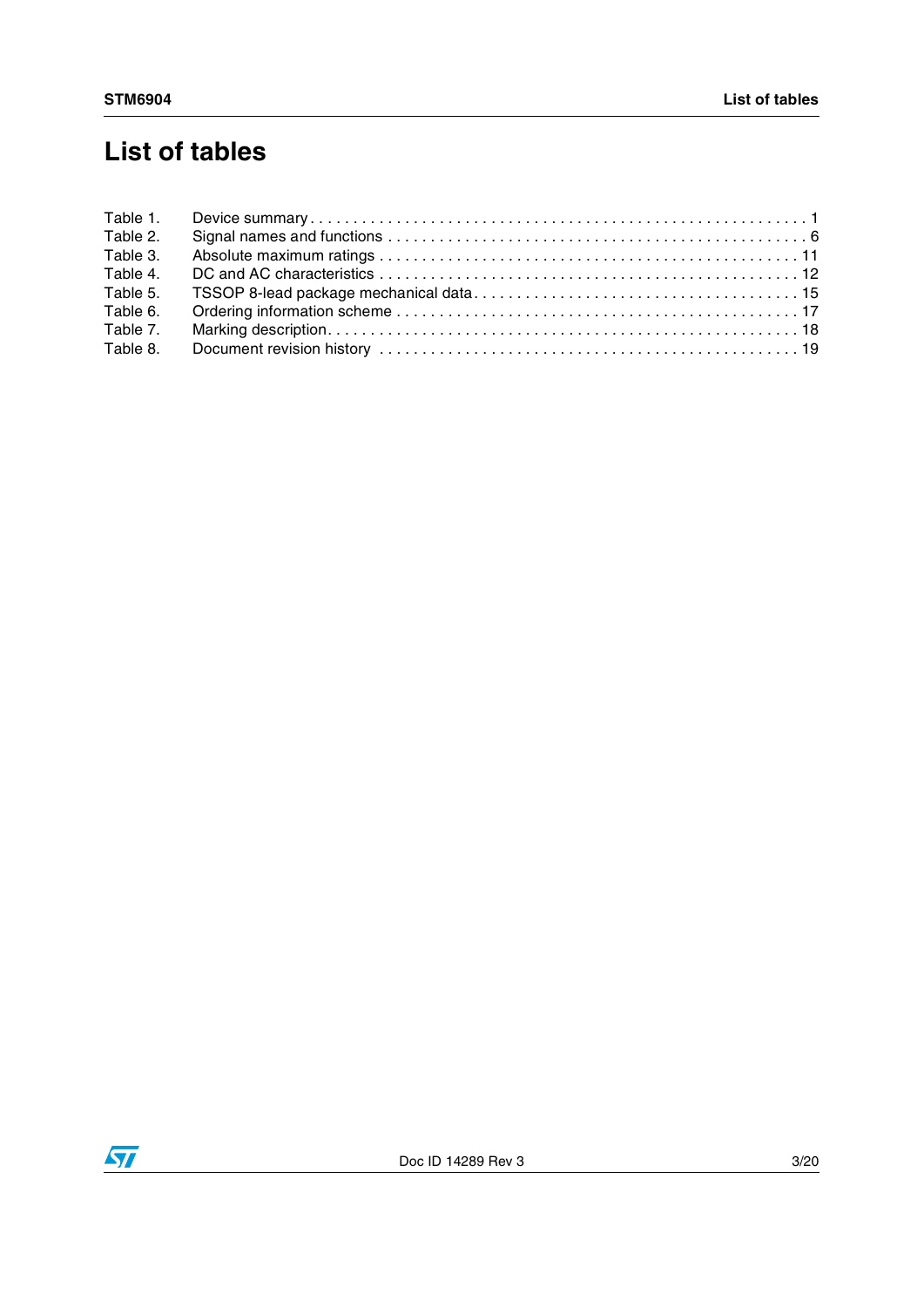# List of tables

Table 1. Device summary . . . . . . . . . . . . . . . . . . . . . . . . . . . . . . . . . . . . . . . . . . . . . . . . . . . . . . . . . . 1
Table 2. Signal names and functions . . . . . . . . . . . . . . . . . . . . . . . . . . . . . . . . . . . . . . . . . . . . . . . . . 6
Table 3. Absolute maximum ratings . . . . . . . . . . . . . . . . . . . . . . . . . . . . . . . . . . . . . . . . . . . . . . . . . 11
Table 4. DC and AC characteristics . . . . . . . . . . . . . . . . . . . . . . . . . . . . . . . . . . . . . . . . . . . . . . . . . 12
Table 5. TSSOP 8-lead package mechanical data . . . . . . . . . . . . . . . . . . . . . . . . . . . . . . . . . . . . . 15
Table 6. Ordering information scheme . . . . . . . . . . . . . . . . . . . . . . . . . . . . . . . . . . . . . . . . . . . . . . 17
Table 7. Marking description . . . . . . . . . . . . . . . . . . . . . . . . . . . . . . . . . . . . . . . . . . . . . . . . . . . . . 18
Table 8. Document revision history . . . . . . . . . . . . . . . . . . . . . . . . . . . . . . . . . . . . . . . . . . . . . . . . 19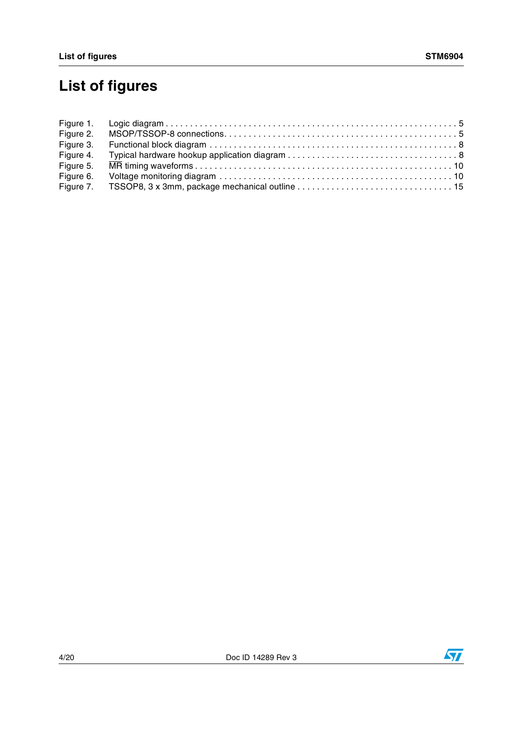# List of figures

Figure 1. Logic diagram . . . . . . . . . . . . . . . . . . . . . . . . . . . . . . . . . . . . . . . . . . . . . . . . . . . . . . . . . . . 5
Figure 2. MSOP/TSSOP-8 connections. . . . . . . . . . . . . . . . . . . . . . . . . . . . . . . . . . . . . . . . . . . . . . . 5
Figure 3. Functional block diagram . . . . . . . . . . . . . . . . . . . . . . . . . . . . . . . . . . . . . . . . . . . . . . . . . 8
Figure 4. Typical hardware hookup application diagram . . . . . . . . . . . . . . . . . . . . . . . . . . . . . . . . . 8
Figure 5. $\overline{MR}$ timing waveforms . . . . . . . . . . . . . . . . . . . . . . . . . . . . . . . . . . . . . . . . . . . . . . . . . . . 10
Figure 6. Voltage monitoring diagram . . . . . . . . . . . . . . . . . . . . . . . . . . . . . . . . . . . . . . . . . . . . . . . 10
Figure 7. TSSOP8, 3 x 3mm, package mechanical outline . . . . . . . . . . . . . . . . . . . . . . . . . . . . . . . 15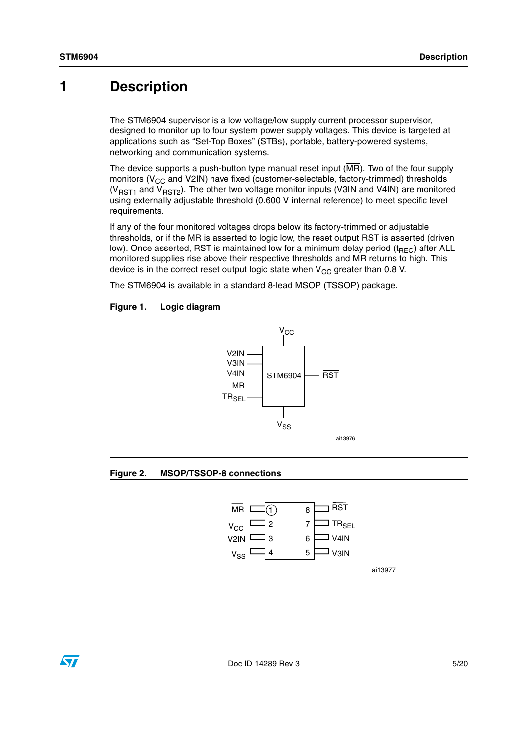# 1 Description

The STM6904 supervisor is a low voltage/low supply current processor supervisor, designed to monitor up to four system power supply voltages. This device is targeted at applications such as "Set-Top Boxes" (STBs), portable, battery-powered systems, networking and communication systems.

The device supports a push-button type manual reset input ($\overline{MR}$). Two of the four supply monitors ($V_{CC}$ and V2IN) have fixed (customer-selectable, factory-trimmed) thresholds ($V_{RST1}$ and $V_{RST2}$). The other two voltage monitor inputs (V3IN and V4IN) are monitored using externally adjustable threshold (0.600 V internal reference) to meet specific level requirements.

If any of the four monitored voltages drops below its factory-trimmed or adjustable thresholds, or if the $\overline{MR}$ is asserted to logic low, the reset output $\overline{RST}$ is asserted (driven low). Once asserted, RST is maintained low for a minimum delay period ($t_{REC}$) after ALL monitored supplies rise above their respective thresholds and MR returns to high. This device is in the correct reset output logic state when $V_{CC}$ greater than 0.8 V.

The STM6904 is available in a standard 8-lead MSOP (TSSOP) package.

**Figure 1. Logic diagram**

**Figure 2. MSOP/TSSOP-8 connections**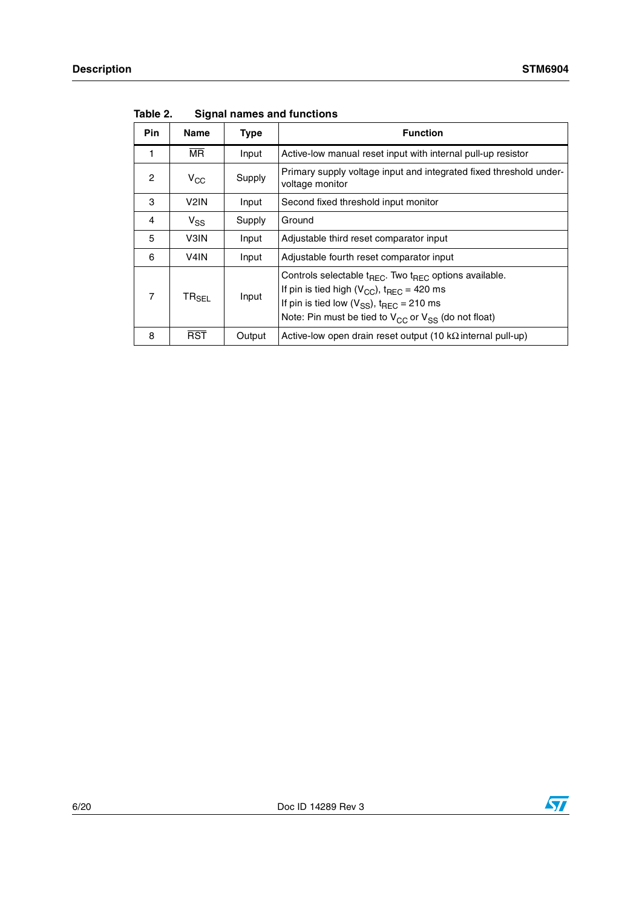Table 2. Signal names and functions

| Pin | Name | Type | Function |
|---|---|---|---|
| 1 | $\overline{MR}$ | Input | Active-low manual reset input with internal pull-up resistor |
| 2 | $V_{CC}$ | Supply | Primary supply voltage input and integrated fixed threshold under-voltage monitor |
| 3 | V2IN | Input | Second fixed threshold input monitor |
| 4 | $V_{SS}$ | Supply | Ground |
| 5 | V3IN | Input | Adjustable third reset comparator input |
| 6 | V4IN | Input | Adjustable fourth reset comparator input |
| 7 | $TR_{SEL}$ | Input | Controls selectable $t_{REC}$. Two $t_{REC}$ options available.<br>If pin is tied high ($V_{CC}$), $t_{REC}$ = 420 ms<br>If pin is tied low ($V_{SS}$), $t_{REC}$ = 210 ms<br>Note: Pin must be tied to $V_{CC}$ or $V_{SS}$ (do not float) |
| 8 | $\overline{RST}$ | Output | Active-low open drain reset output (10 kΩ internal pull-up) |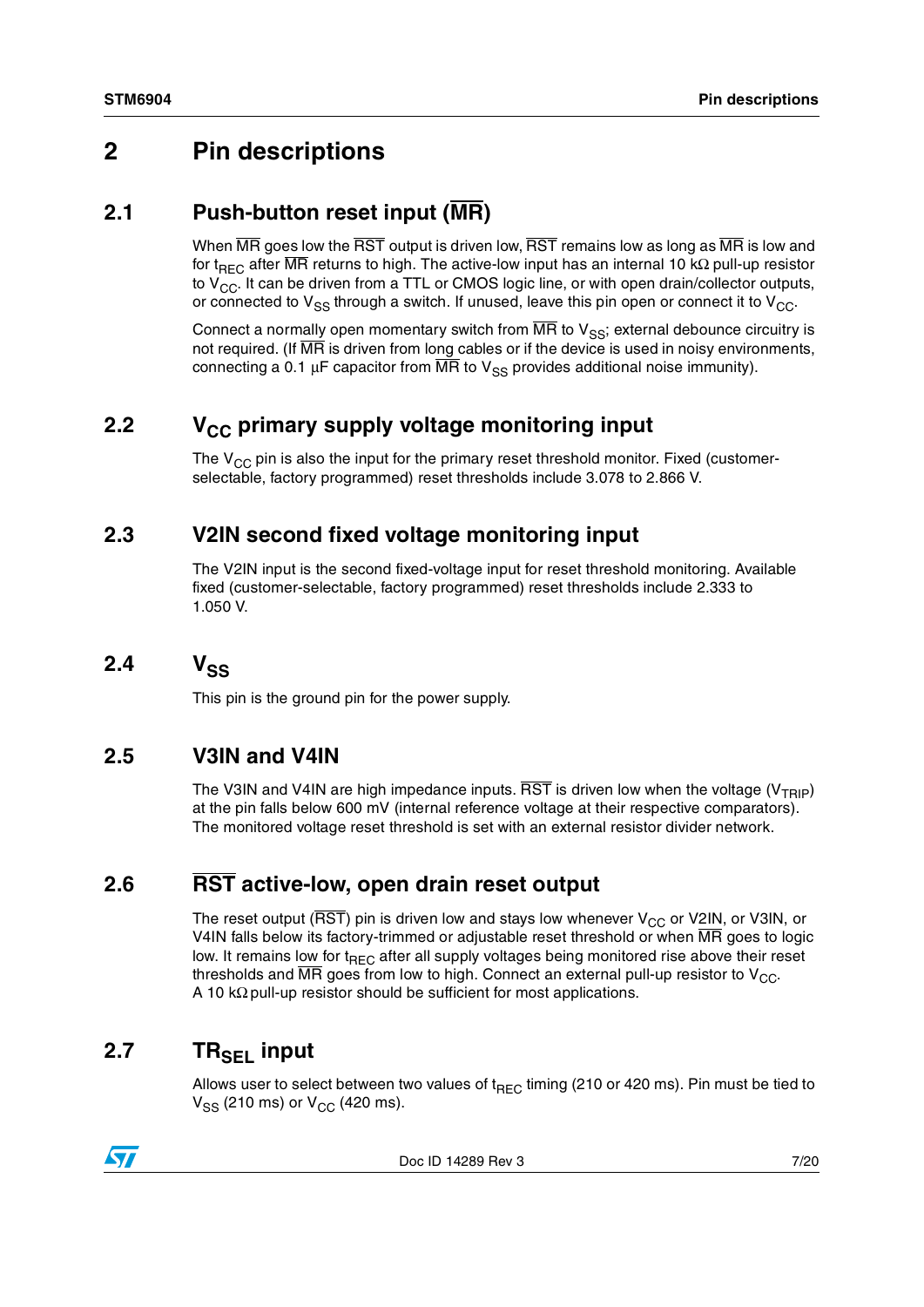# 2 Pin descriptions

## 2.1 Push-button reset input ($\overline{MR}$)

When $\overline{MR}$ goes low the $\overline{RST}$ output is driven low, $\overline{RST}$ remains low as long as $\overline{MR}$ is low and for $t_{REC}$ after $\overline{MR}$ returns to high. The active-low input has an internal 10 kΩ pull-up resistor to $V_{CC}$. It can be driven from a TTL or CMOS logic line, or with open drain/collector outputs, or connected to $V_{SS}$ through a switch. If unused, leave this pin open or connect it to $V_{CC}$.

Connect a normally open momentary switch from $\overline{MR}$ to $V_{SS}$; external debounce circuitry is not required. (If $\overline{MR}$ is driven from long cables or if the device is used in noisy environments, connecting a 0.1 µF capacitor from $\overline{MR}$ to $V_{SS}$ provides additional noise immunity).

## 2.2 $V_{CC}$ primary supply voltage monitoring input

The $V_{CC}$ pin is also the input for the primary reset threshold monitor. Fixed (customer-selectable, factory programmed) reset thresholds include 3.078 to 2.866 V.

## 2.3 V2IN second fixed voltage monitoring input

The V2IN input is the second fixed-voltage input for reset threshold monitoring. Available fixed (customer-selectable, factory programmed) reset thresholds include 2.333 to 1.050 V.

## 2.4 $V_{SS}$

This pin is the ground pin for the power supply.

## 2.5 V3IN and V4IN

The V3IN and V4IN are high impedance inputs. $\overline{RST}$ is driven low when the voltage ($V_{TRIP}$) at the pin falls below 600 mV (internal reference voltage at their respective comparators). The monitored voltage reset threshold is set with an external resistor divider network.

## 2.6 $\overline{RST}$ active-low, open drain reset output

The reset output ($\overline{RST}$) pin is driven low and stays low whenever $V_{CC}$ or V2IN, or V3IN, or V4IN falls below its factory-trimmed or adjustable reset threshold or when $\overline{MR}$ goes to logic low. It remains low for $t_{REC}$ after all supply voltages being monitored rise above their reset thresholds and $\overline{MR}$ goes from low to high. Connect an external pull-up resistor to $V_{CC}$. A 10 kΩ pull-up resistor should be sufficient for most applications.

## 2.7 $TR_{SEL}$ input

Allows user to select between two values of $t_{REC}$ timing (210 or 420 ms). Pin must be tied to $V_{SS}$ (210 ms) or $V_{CC}$ (420 ms).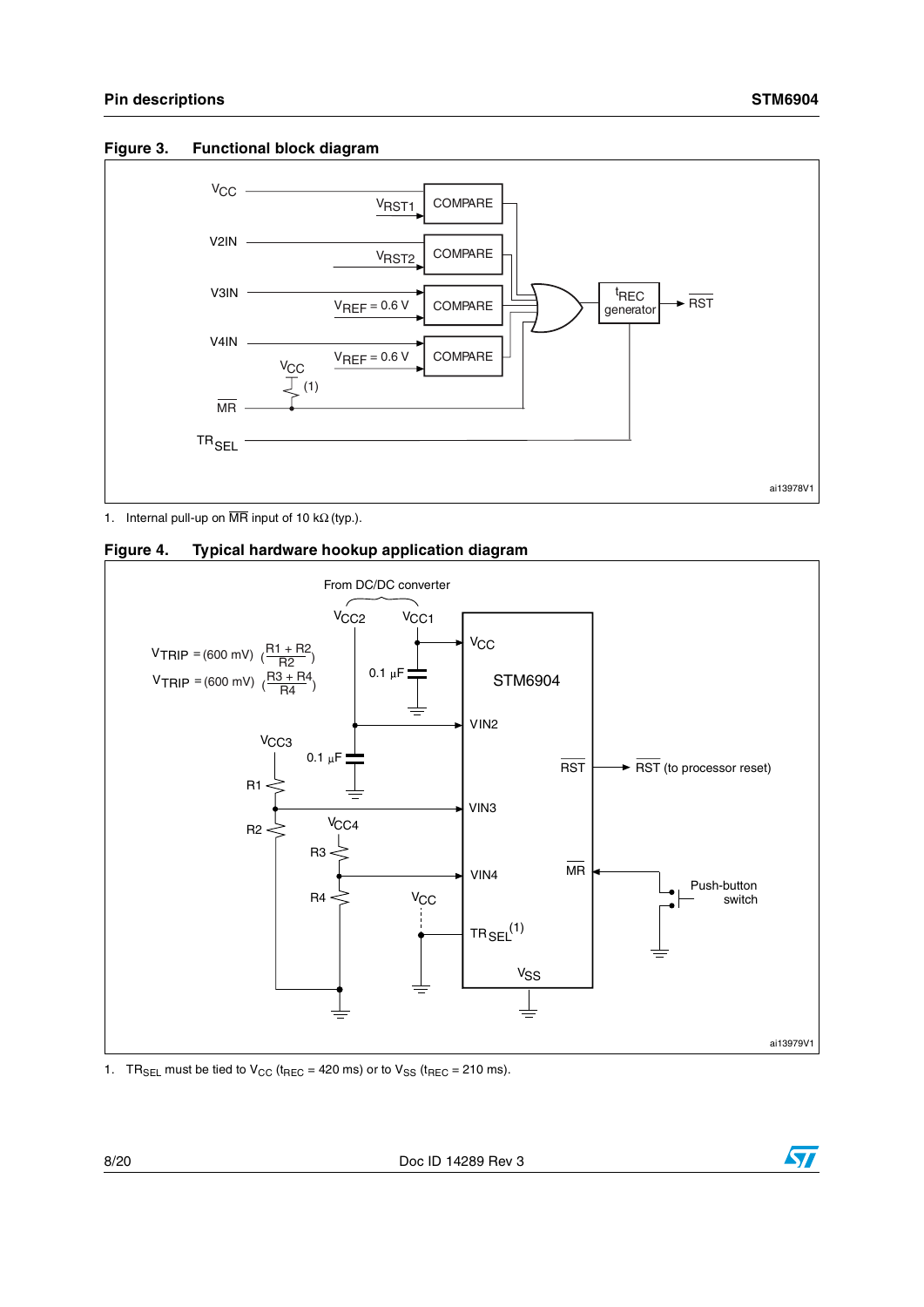## Figure 3. Functional block diagram

1. Internal pull-up on $\overline{MR}$ input of 10 kΩ (typ.).

## Figure 4. Typical hardware hookup application diagram

$$V_{TRIP} = (600\text{ mV})\left(\frac{R1 + R2}{R2}\right)$$

$$V_{TRIP} = (600\text{ mV})\left(\frac{R3 + R4}{R4}\right)$$

1. $TR_{SEL}$ must be tied to $V_{CC}$ ($t_{REC}$ = 420 ms) or to $V_{SS}$ ($t_{REC}$ = 210 ms).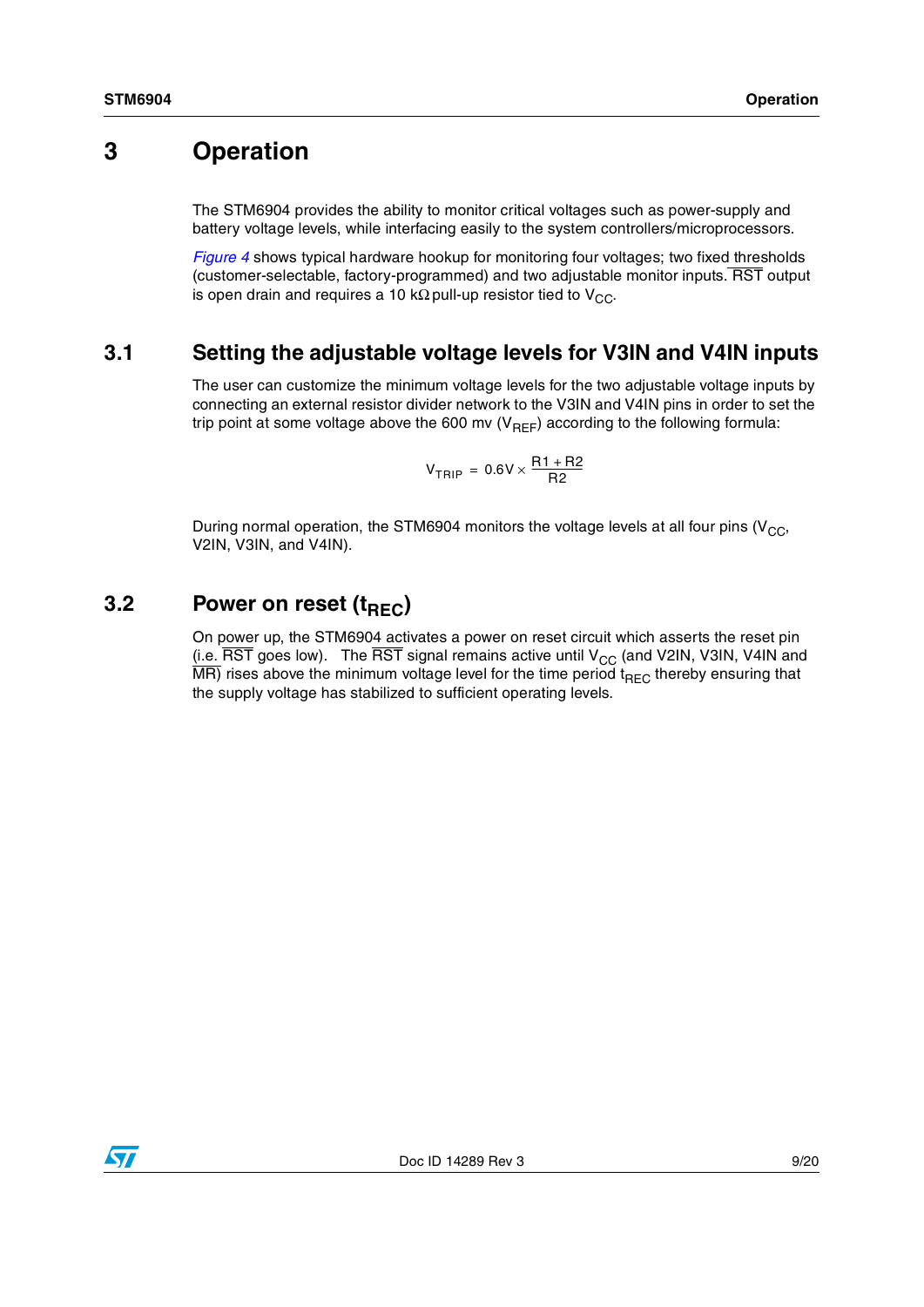# 3 Operation

The STM6904 provides the ability to monitor critical voltages such as power-supply and battery voltage levels, while interfacing easily to the system controllers/microprocessors.

*Figure 4* shows typical hardware hookup for monitoring four voltages; two fixed thresholds (customer-selectable, factory-programmed) and two adjustable monitor inputs. $\overline{RST}$ output is open drain and requires a 10 kΩ pull-up resistor tied to $V_{CC}$.

## 3.1 Setting the adjustable voltage levels for V3IN and V4IN inputs

The user can customize the minimum voltage levels for the two adjustable voltage inputs by connecting an external resistor divider network to the V3IN and V4IN pins in order to set the trip point at some voltage above the 600 mv ($V_{REF}$) according to the following formula:

$$V_{TRIP} = 0.6V \times \frac{R1 + R2}{R2}$$

During normal operation, the STM6904 monitors the voltage levels at all four pins ($V_{CC}$, V2IN, V3IN, and V4IN).

## 3.2 Power on reset ($t_{REC}$)

On power up, the STM6904 activates a power on reset circuit which asserts the reset pin (i.e. $\overline{RST}$ goes low). The $\overline{RST}$ signal remains active until $V_{CC}$ (and V2IN, V3IN, V4IN and $\overline{MR}$) rises above the minimum voltage level for the time period $t_{REC}$ thereby ensuring that the supply voltage has stabilized to sufficient operating levels.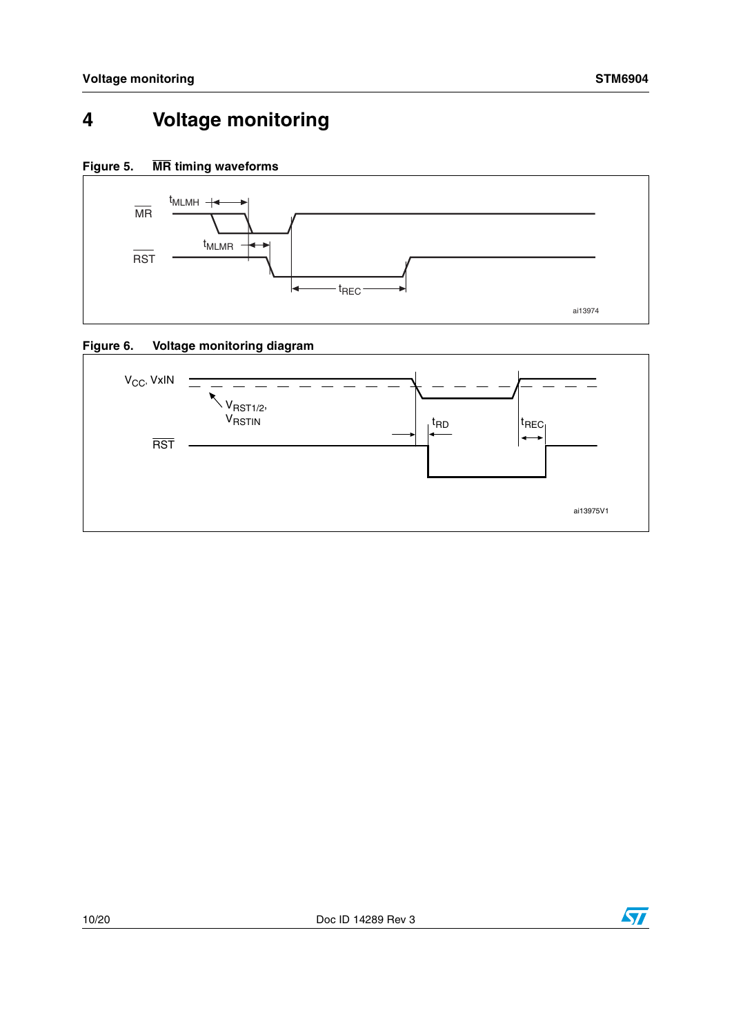# 4 Voltage monitoring

**Figure 5. $\overline{\text{MR}}$ timing waveforms**

**Figure 6. Voltage monitoring diagram**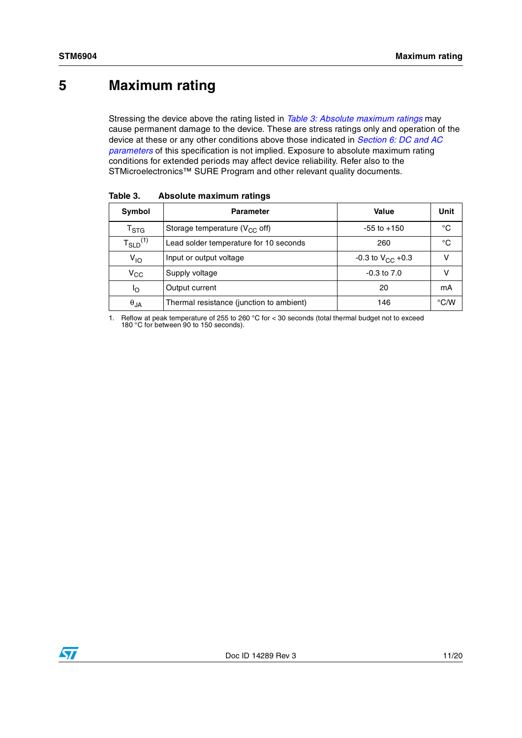# 5 Maximum rating

Stressing the device above the rating listed in *Table 3: Absolute maximum ratings* may cause permanent damage to the device. These are stress ratings only and operation of the device at these or any other conditions above those indicated in *Section 6: DC and AC parameters* of this specification is not implied. Exposure to absolute maximum rating conditions for extended periods may affect device reliability. Refer also to the STMicroelectronics™ SURE Program and other relevant quality documents.

**Table 3. Absolute maximum ratings**

| Symbol | Parameter | Value | Unit |
|---|---|---|---|
| $T_{STG}$ | Storage temperature ($V_{CC}$ off) | -55 to +150 | °C |
| $T_{SLD}$[(1)] | Lead solder temperature for 10 seconds | 260 | °C |
| $V_{IO}$ | Input or output voltage | -0.3 to $V_{CC}$ +0.3 | V |
| $V_{CC}$ | Supply voltage | -0.3 to 7.0 | V |
| $I_O$ | Output current | 20 | mA |
| $\theta_{JA}$ | Thermal resistance (junction to ambient) | 146 | °C/W |

1. Reflow at peak temperature of 255 to 260 °C for < 30 seconds (total thermal budget not to exceed 180 °C for between 90 to 150 seconds).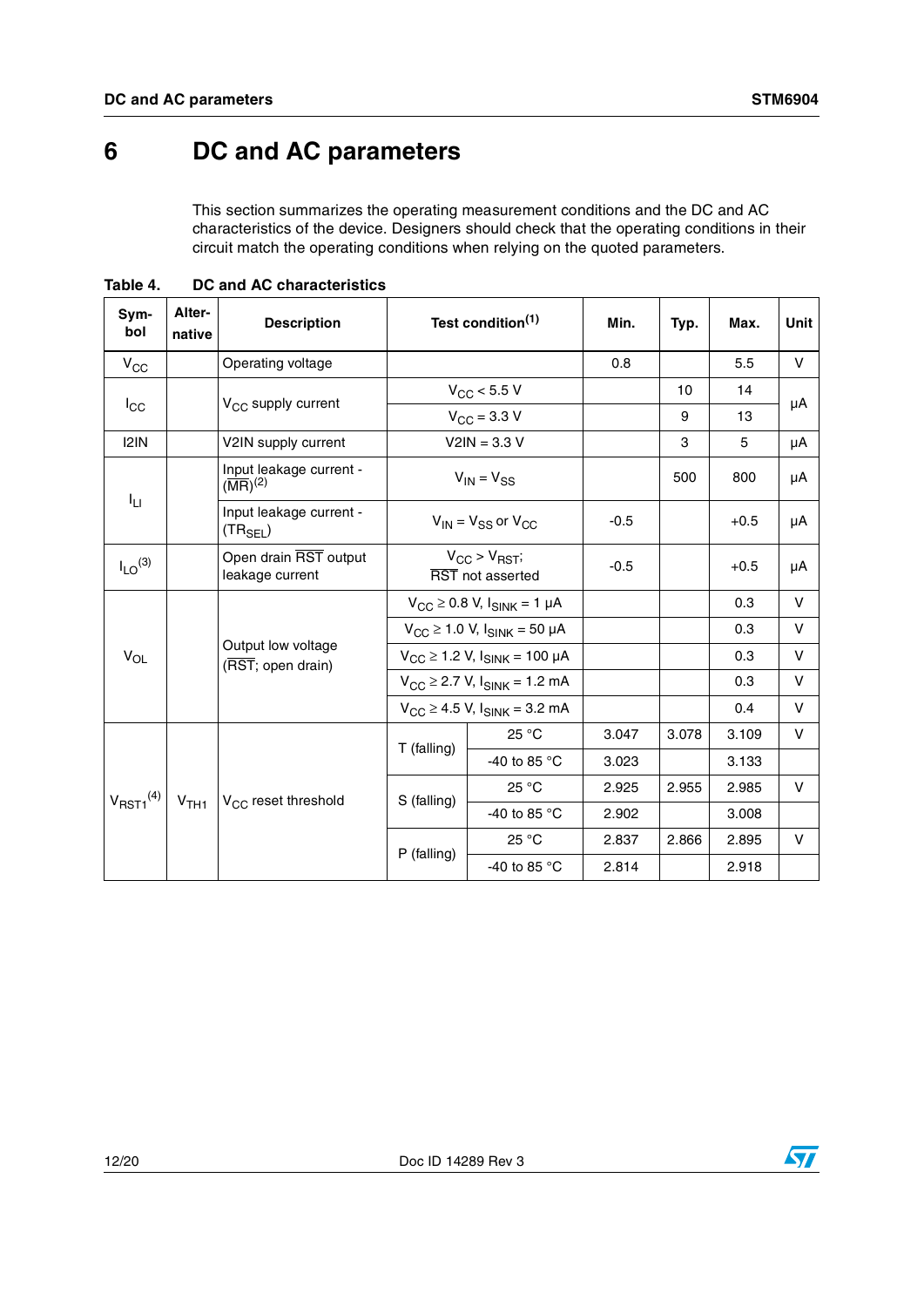# 6 DC and AC parameters

This section summarizes the operating measurement conditions and the DC and AC characteristics of the device. Designers should check that the operating conditions in their circuit match the operating conditions when relying on the quoted parameters.

**Table 4. DC and AC characteristics**

| Symbol | Alternative | Description | Test condition[1] | | Min. | Typ. | Max. | Unit |
|---|---|---|---|---|---|---|---|---|
| $V_{CC}$ | | Operating voltage | | | 0.8 | | 5.5 | V |
| $I_{CC}$ | | $V_{CC}$ supply current | $V_{CC} < 5.5$ V | | | 10 | 14 | µA |
| | | | $V_{CC} = 3.3$ V | | | 9 | 13 | |
| I2IN | | V2IN supply current | V2IN = 3.3 V | | | 3 | 5 | µA |
| $I_{LI}$ | | Input leakage current - ($\overline{MR}$)[2] | $V_{IN} = V_{SS}$ | | | 500 | 800 | µA |
| | | Input leakage current - ($TR_{SEL}$) | $V_{IN} = V_{SS}$ or $V_{CC}$ | | -0.5 | | +0.5 | µA |
| $I_{LO}$[3] | | Open drain $\overline{RST}$ output leakage current | $V_{CC} > V_{RST}$; $\overline{RST}$ not asserted | | -0.5 | | +0.5 | µA |
| $V_{OL}$ | | Output low voltage ($\overline{RST}$; open drain) | $V_{CC} \geq 0.8$ V, $I_{SINK} = 1$ µA | | | | 0.3 | V |
| | | | $V_{CC} \geq 1.0$ V, $I_{SINK} = 50$ µA | | | | 0.3 | V |
| | | | $V_{CC} \geq 1.2$ V, $I_{SINK} = 100$ µA | | | | 0.3 | V |
| | | | $V_{CC} \geq 2.7$ V, $I_{SINK} = 1.2$ mA | | | | 0.3 | V |
| | | | $V_{CC} \geq 4.5$ V, $I_{SINK} = 3.2$ mA | | | | 0.4 | V |
| $V_{RST1}$[4] | $V_{TH1}$ | $V_{CC}$ reset threshold | T (falling) | 25 °C | 3.047 | 3.078 | 3.109 | V |
| | | | | -40 to 85 °C | 3.023 | | 3.133 | |
| | | | S (falling) | 25 °C | 2.925 | 2.955 | 2.985 | V |
| | | | | -40 to 85 °C | 2.902 | | 3.008 | |
| | | | P (falling) | 25 °C | 2.837 | 2.866 | 2.895 | V |
| | | | | -40 to 85 °C | 2.814 | | 2.918 | |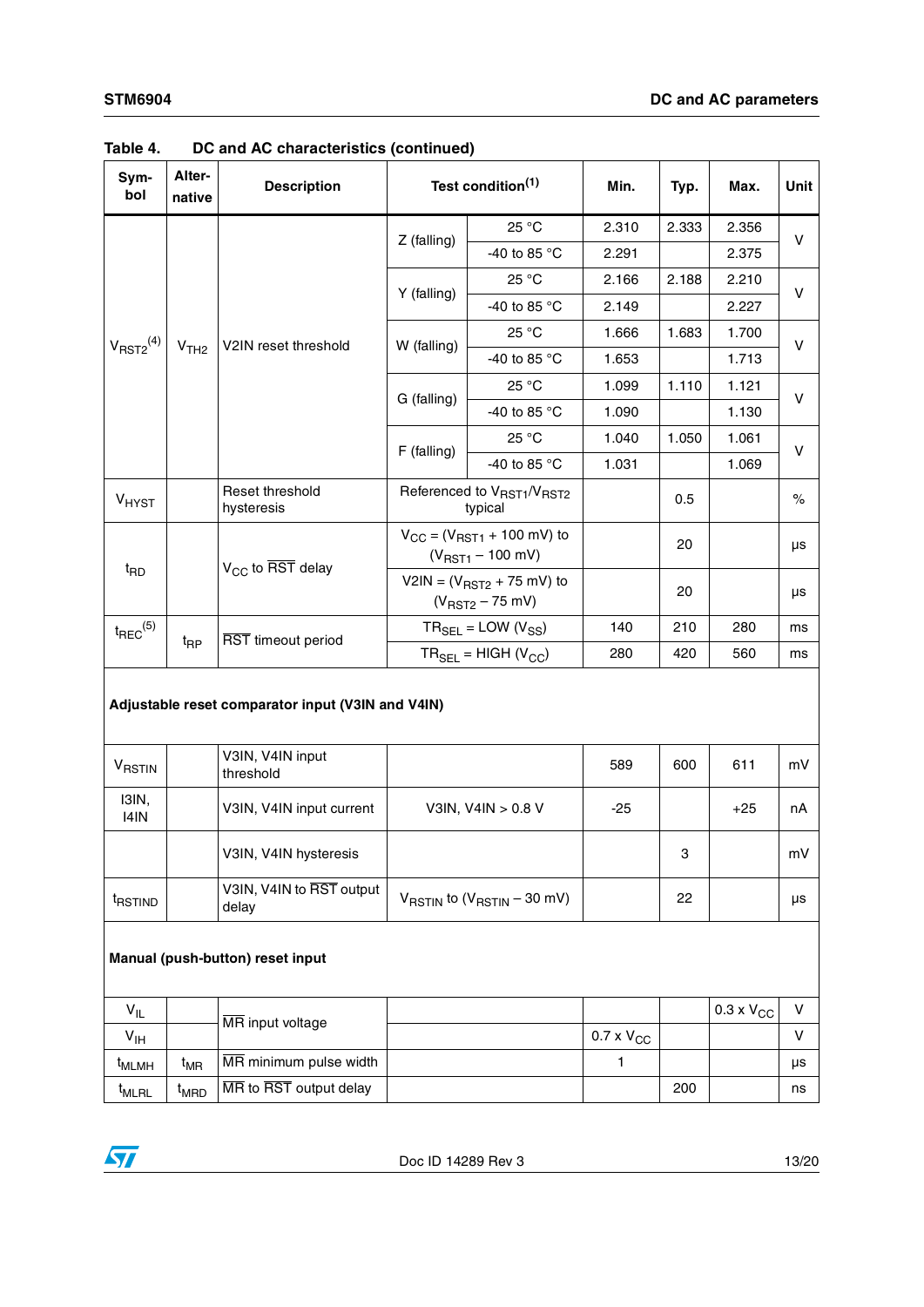Table 4. DC and AC characteristics (continued)

| Symbol | Alternative | Description | Test condition(1) | | Min. | Typ. | Max. | Unit |
|---|---|---|---|---|---|---|---|---|
| $V_{RST2}$(4) | $V_{TH2}$ | V2IN reset threshold | Z (falling) | 25 °C | 2.310 | 2.333 | 2.356 | V |
| | | | | -40 to 85 °C | 2.291 | | 2.375 | |
| | | | Y (falling) | 25 °C | 2.166 | 2.188 | 2.210 | V |
| | | | | -40 to 85 °C | 2.149 | | 2.227 | |
| | | | W (falling) | 25 °C | 1.666 | 1.683 | 1.700 | V |
| | | | | -40 to 85 °C | 1.653 | | 1.713 | |
| | | | G (falling) | 25 °C | 1.099 | 1.110 | 1.121 | V |
| | | | | -40 to 85 °C | 1.090 | | 1.130 | |
| | | | F (falling) | 25 °C | 1.040 | 1.050 | 1.061 | V |
| | | | | -40 to 85 °C | 1.031 | | 1.069 | |
| $V_{HYST}$ | | Reset threshold hysteresis | Referenced to $V_{RST1}$/$V_{RST2}$ typical | | | 0.5 | | % |
| $t_{RD}$ | | $V_{CC}$ to $\overline{RST}$ delay | $V_{CC}$ = ($V_{RST1}$ + 100 mV) to ($V_{RST1}$ – 100 mV) | | | 20 | | µs |
| | | | V2IN = ($V_{RST2}$ + 75 mV) to ($V_{RST2}$ – 75 mV) | | | 20 | | µs |
| $t_{REC}$(5) | $t_{RP}$ | $\overline{RST}$ timeout period | $TR_{SEL}$ = LOW ($V_{SS}$) | | 140 | 210 | 280 | ms |
| | | | $TR_{SEL}$ = HIGH ($V_{CC}$) | | 280 | 420 | 560 | ms |
| **Adjustable reset comparator input (V3IN and V4IN)** | | | | | | | | |
| $V_{RSTIN}$ | | V3IN, V4IN input threshold | | | 589 | 600 | 611 | mV |
| I3IN, I4IN | | V3IN, V4IN input current | V3IN, V4IN > 0.8 V | | -25 | | +25 | nA |
| | | V3IN, V4IN hysteresis | | | | 3 | | mV |
| $t_{RSTIND}$ | | V3IN, V4IN to $\overline{RST}$ output delay | $V_{RSTIN}$ to ($V_{RSTIN}$ – 30 mV) | | | 22 | | µs |
| **Manual (push-button) reset input** | | | | | | | | |
| $V_{IL}$ | | $\overline{MR}$ input voltage | | | | | 0.3 x $V_{CC}$ | V |
| $V_{IH}$ | | | | | 0.7 x $V_{CC}$ | | | V |
| $t_{MLMH}$ | $t_{MR}$ | $\overline{MR}$ minimum pulse width | | | 1 | | | µs |
| $t_{MLRL}$ | $t_{MRD}$ | $\overline{MR}$ to $\overline{RST}$ output delay | | | | 200 | | ns |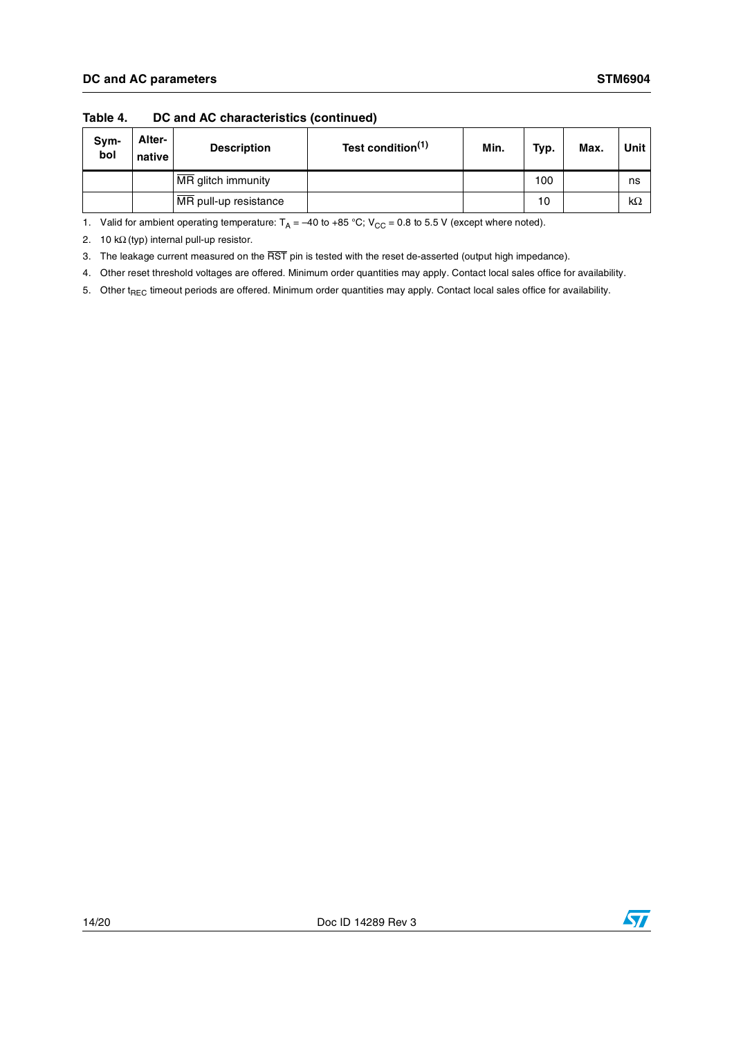Table 4. DC and AC characteristics (continued)

| Symbol | Alternative | Description | Test condition(1) | Min. | Typ. | Max. | Unit |
|---|---|---|---|---|---|---|---|
| | | $\overline{MR}$ glitch immunity | | | 100 | | ns |
| | | $\overline{MR}$ pull-up resistance | | | 10 | | kΩ |

1. Valid for ambient operating temperature: $T_A$ = –40 to +85 °C; $V_{CC}$ = 0.8 to 5.5 V (except where noted).
2. 10 kΩ (typ) internal pull-up resistor.
3. The leakage current measured on the $\overline{RST}$ pin is tested with the reset de-asserted (output high impedance).
4. Other reset threshold voltages are offered. Minimum order quantities may apply. Contact local sales office for availability.
5. Other $t_{REC}$ timeout periods are offered. Minimum order quantities may apply. Contact local sales office for availability.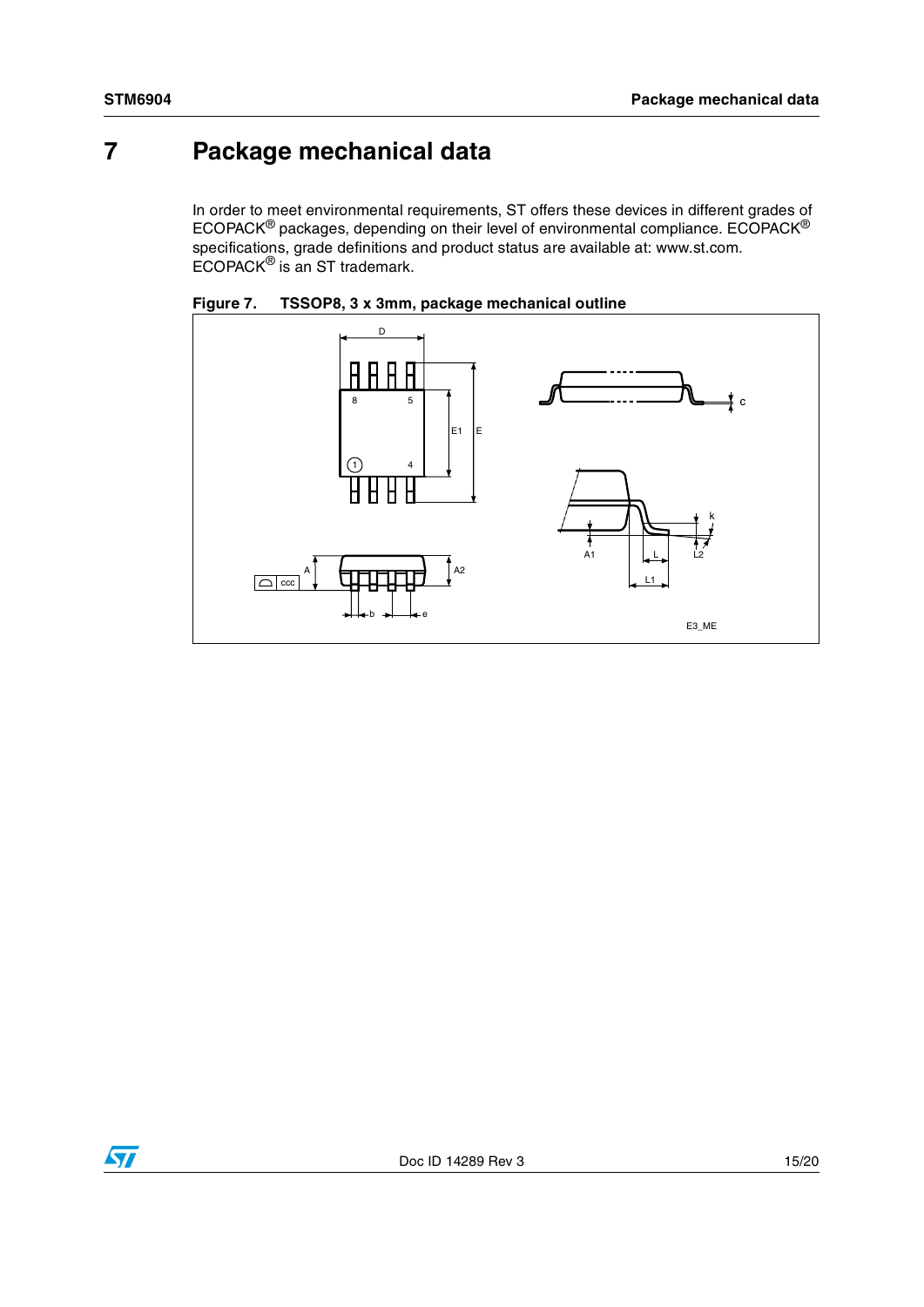# 7 Package mechanical data

In order to meet environmental requirements, ST offers these devices in different grades of ECOPACK® packages, depending on their level of environmental compliance. ECOPACK® specifications, grade definitions and product status are available at: www.st.com. ECOPACK® is an ST trademark.

**Figure 7. TSSOP8, 3 x 3mm, package mechanical outline**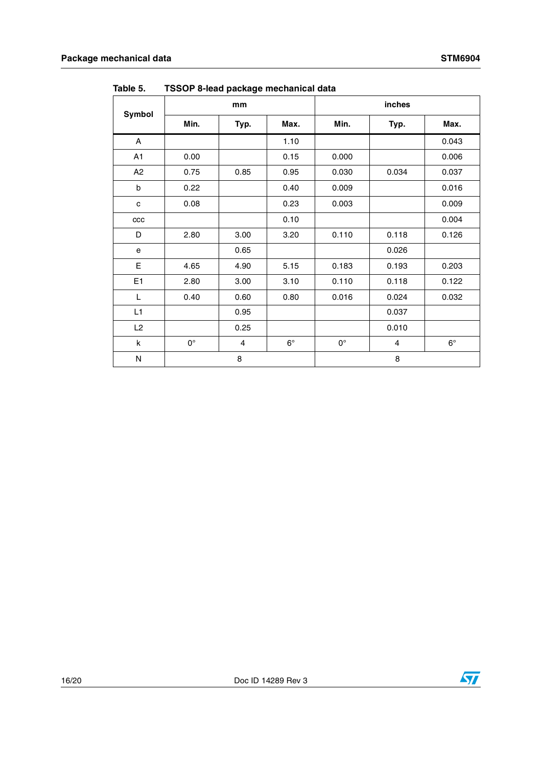Table 5. TSSOP 8-lead package mechanical data

| Symbol | mm | | | inches | | |
|---|---|---|---|---|---|---|
| | Min. | Typ. | Max. | Min. | Typ. | Max. |
| A | | | 1.10 | | | 0.043 |
| A1 | 0.00 | | 0.15 | 0.000 | | 0.006 |
| A2 | 0.75 | 0.85 | 0.95 | 0.030 | 0.034 | 0.037 |
| b | 0.22 | | 0.40 | 0.009 | | 0.016 |
| c | 0.08 | | 0.23 | 0.003 | | 0.009 |
| ccc | | | 0.10 | | | 0.004 |
| D | 2.80 | 3.00 | 3.20 | 0.110 | 0.118 | 0.126 |
| e | | 0.65 | | | 0.026 | |
| E | 4.65 | 4.90 | 5.15 | 0.183 | 0.193 | 0.203 |
| E1 | 2.80 | 3.00 | 3.10 | 0.110 | 0.118 | 0.122 |
| L | 0.40 | 0.60 | 0.80 | 0.016 | 0.024 | 0.032 |
| L1 | | 0.95 | | | 0.037 | |
| L2 | | 0.25 | | | 0.010 | |
| k | 0° | 4 | 6° | 0° | 4 | 6° |
| N | 8 | | | 8 | | |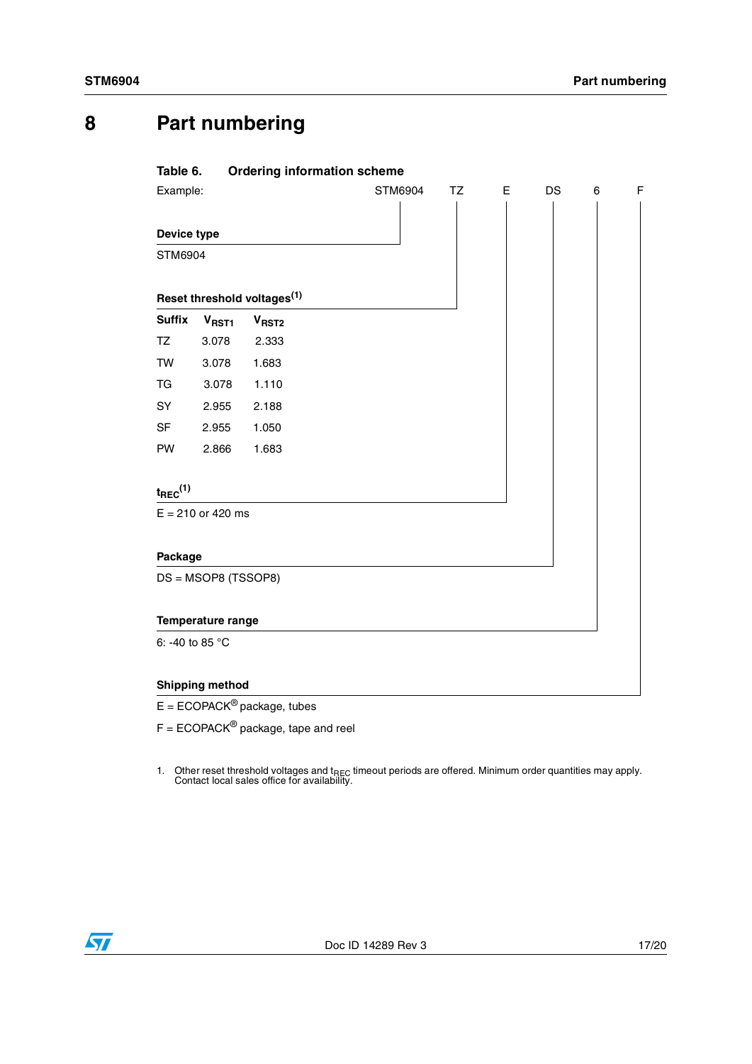# 8 Part numbering

**Table 6. Ordering information scheme**

Example: STM6904 TZ E DS 6 F

**Device type**

STM6904

**Reset threshold voltages**[(1)]

| Suffix | $V_{RST1}$ | $V_{RST2}$ |
|---|---|---|
| TZ | 3.078 | 2.333 |
| TW | 3.078 | 1.683 |
| TG | 3.078 | 1.110 |
| SY | 2.955 | 2.188 |
| SF | 2.955 | 1.050 |
| PW | 2.866 | 1.683 |

**$t_{REC}$**[(1)]

E = 210 or 420 ms

**Package**

DS = MSOP8 (TSSOP8)

**Temperature range**

6: -40 to 85 °C

**Shipping method**

E = ECOPACK® package, tubes

F = ECOPACK® package, tape and reel

1. Other reset threshold voltages and $t_{REC}$ timeout periods are offered. Minimum order quantities may apply. Contact local sales office for availability.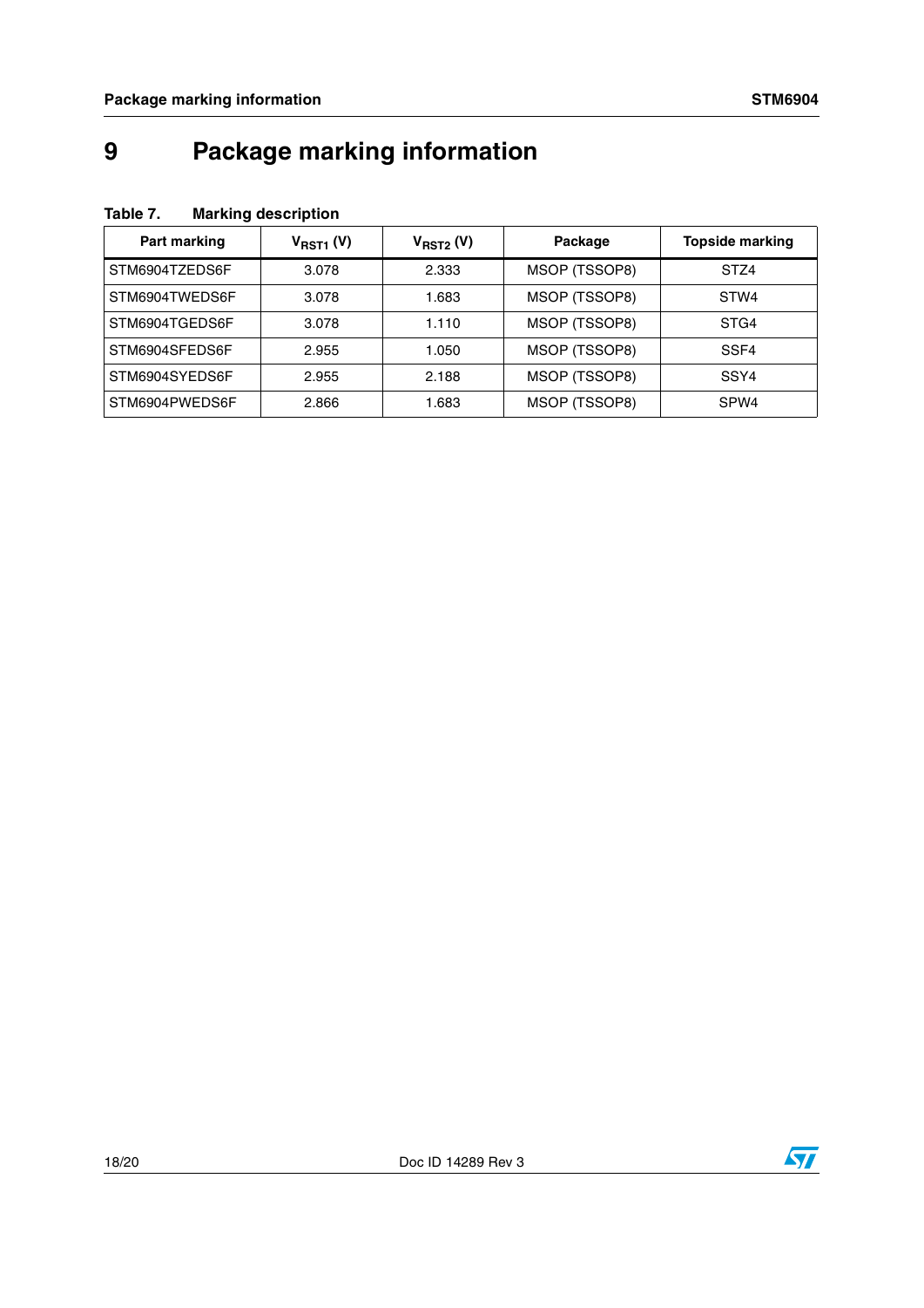# 9 Package marking information

**Table 7. Marking description**

| Part marking | $V_{RST1}$ (V) | $V_{RST2}$ (V) | Package | Topside marking |
|---|---|---|---|---|
| STM6904TZEDS6F | 3.078 | 2.333 | MSOP (TSSOP8) | STZ4 |
| STM6904TWEDS6F | 3.078 | 1.683 | MSOP (TSSOP8) | STW4 |
| STM6904TGEDS6F | 3.078 | 1.110 | MSOP (TSSOP8) | STG4 |
| STM6904SFEDS6F | 2.955 | 1.050 | MSOP (TSSOP8) | SSF4 |
| STM6904SYEDS6F | 2.955 | 2.188 | MSOP (TSSOP8) | SSY4 |
| STM6904PWEDS6F | 2.866 | 1.683 | MSOP (TSSOP8) | SPW4 |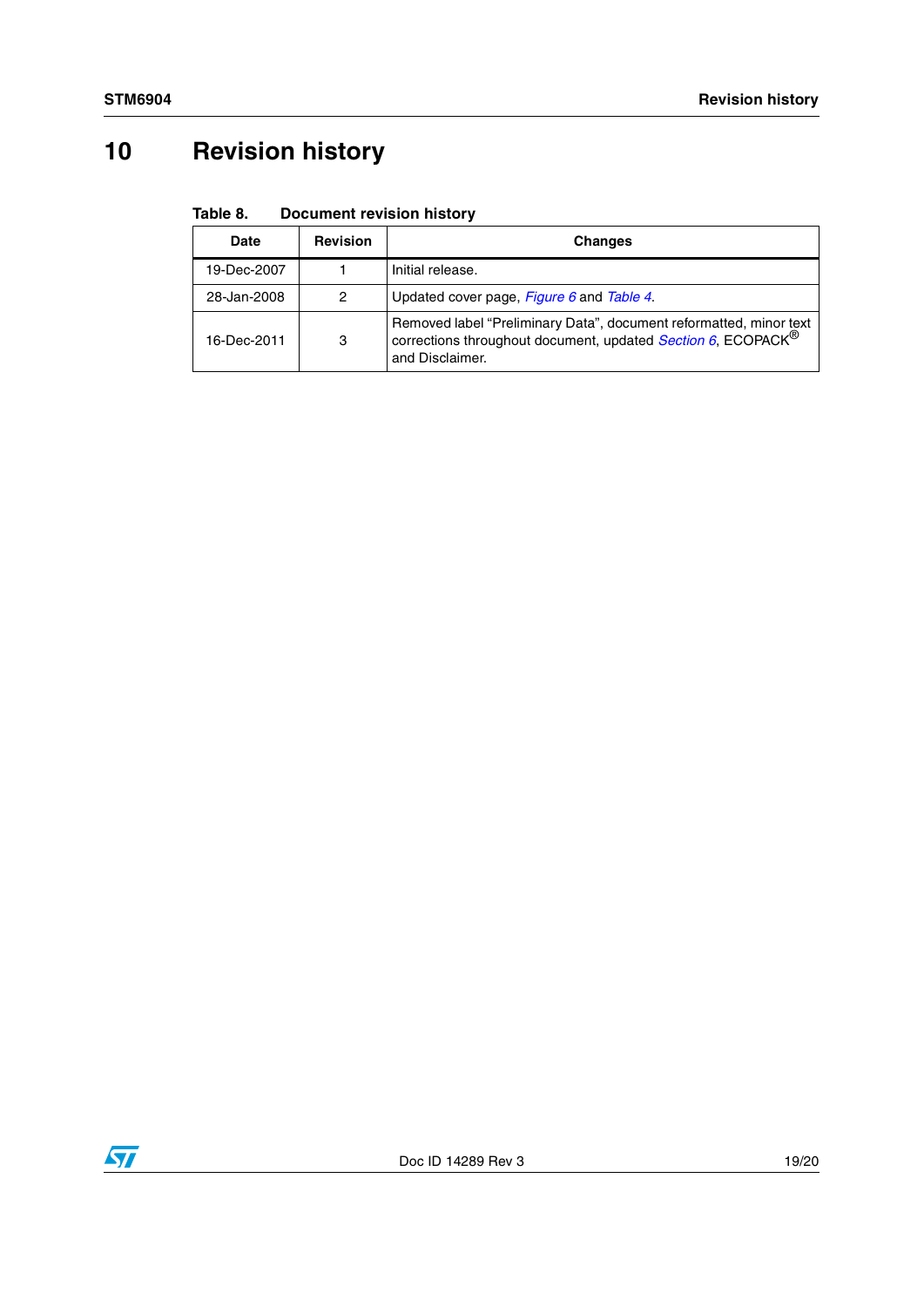# 10 Revision history

Table 8. Document revision history

| Date | Revision | Changes |
| --- | --- | --- |
| 19-Dec-2007 | 1 | Initial release. |
| 28-Jan-2008 | 2 | Updated cover page, *Figure 6* and *Table 4*. |
| 16-Dec-2011 | 3 | Removed label “Preliminary Data”, document reformatted, minor text corrections throughout document, updated *Section 6*, ECOPACK® and Disclaimer. |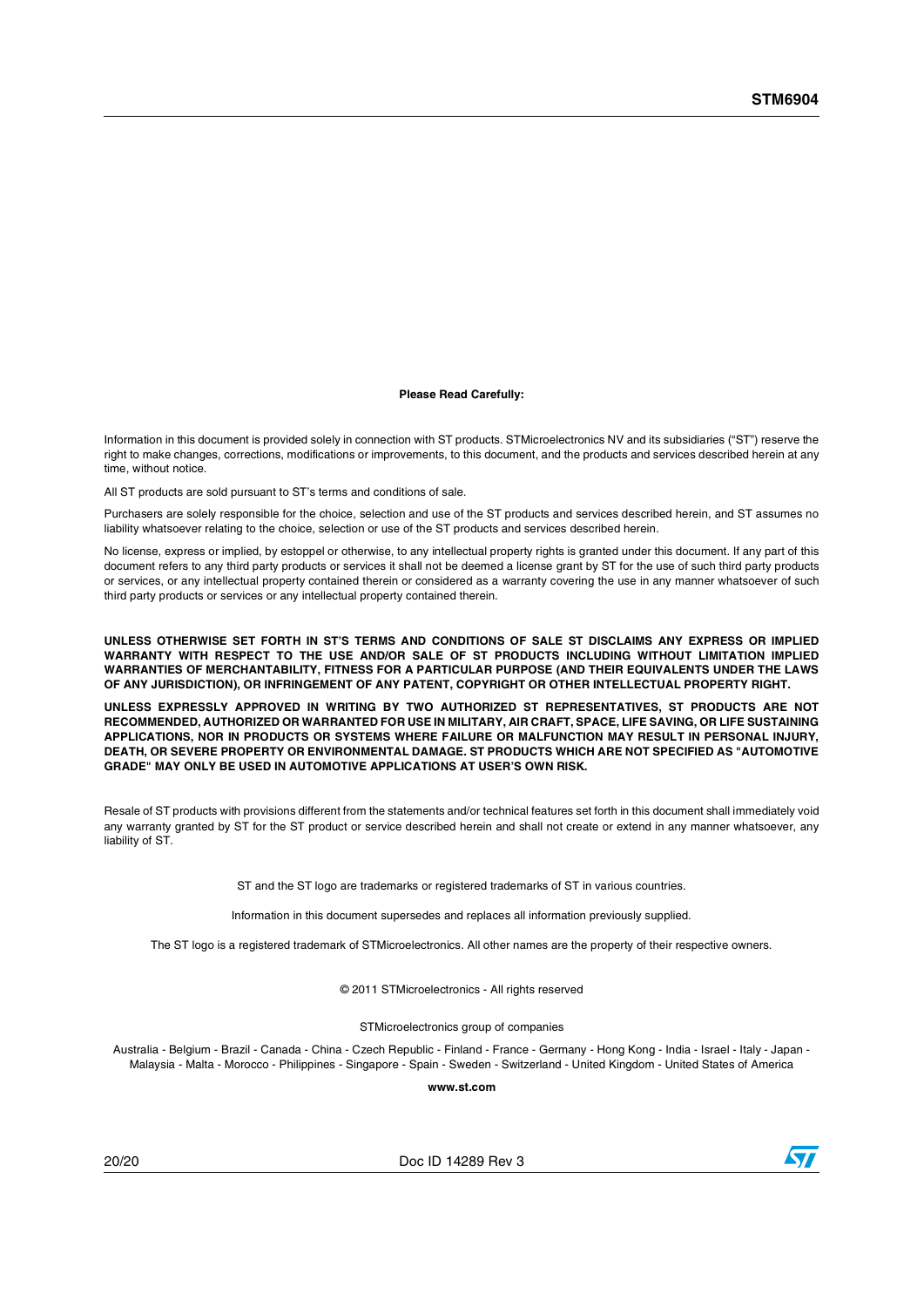**Please Read Carefully:**

Information in this document is provided solely in connection with ST products. STMicroelectronics NV and its subsidiaries ("ST") reserve the right to make changes, corrections, modifications or improvements, to this document, and the products and services described herein at any time, without notice.

All ST products are sold pursuant to ST's terms and conditions of sale.

Purchasers are solely responsible for the choice, selection and use of the ST products and services described herein, and ST assumes no liability whatsoever relating to the choice, selection or use of the ST products and services described herein.

No license, express or implied, by estoppel or otherwise, to any intellectual property rights is granted under this document. If any part of this document refers to any third party products or services it shall not be deemed a license grant by ST for the use of such third party products or services, or any intellectual property contained therein or considered as a warranty covering the use in any manner whatsoever of such third party products or services or any intellectual property contained therein.

**UNLESS OTHERWISE SET FORTH IN ST'S TERMS AND CONDITIONS OF SALE ST DISCLAIMS ANY EXPRESS OR IMPLIED WARRANTY WITH RESPECT TO THE USE AND/OR SALE OF ST PRODUCTS INCLUDING WITHOUT LIMITATION IMPLIED WARRANTIES OF MERCHANTABILITY, FITNESS FOR A PARTICULAR PURPOSE (AND THEIR EQUIVALENTS UNDER THE LAWS OF ANY JURISDICTION), OR INFRINGEMENT OF ANY PATENT, COPYRIGHT OR OTHER INTELLECTUAL PROPERTY RIGHT.**

**UNLESS EXPRESSLY APPROVED IN WRITING BY TWO AUTHORIZED ST REPRESENTATIVES, ST PRODUCTS ARE NOT RECOMMENDED, AUTHORIZED OR WARRANTED FOR USE IN MILITARY, AIR CRAFT, SPACE, LIFE SAVING, OR LIFE SUSTAINING APPLICATIONS, NOR IN PRODUCTS OR SYSTEMS WHERE FAILURE OR MALFUNCTION MAY RESULT IN PERSONAL INJURY, DEATH, OR SEVERE PROPERTY OR ENVIRONMENTAL DAMAGE. ST PRODUCTS WHICH ARE NOT SPECIFIED AS "AUTOMOTIVE GRADE" MAY ONLY BE USED IN AUTOMOTIVE APPLICATIONS AT USER'S OWN RISK.**

Resale of ST products with provisions different from the statements and/or technical features set forth in this document shall immediately void any warranty granted by ST for the ST product or service described herein and shall not create or extend in any manner whatsoever, any liability of ST.

ST and the ST logo are trademarks or registered trademarks of ST in various countries.

Information in this document supersedes and replaces all information previously supplied.

The ST logo is a registered trademark of STMicroelectronics. All other names are the property of their respective owners.

© 2011 STMicroelectronics - All rights reserved

STMicroelectronics group of companies

Australia - Belgium - Brazil - Canada - China - Czech Republic - Finland - France - Germany - Hong Kong - India - Israel - Italy - Japan - Malaysia - Malta - Morocco - Philippines - Singapore - Spain - Sweden - Switzerland - United Kingdom - United States of America

**www.st.com**